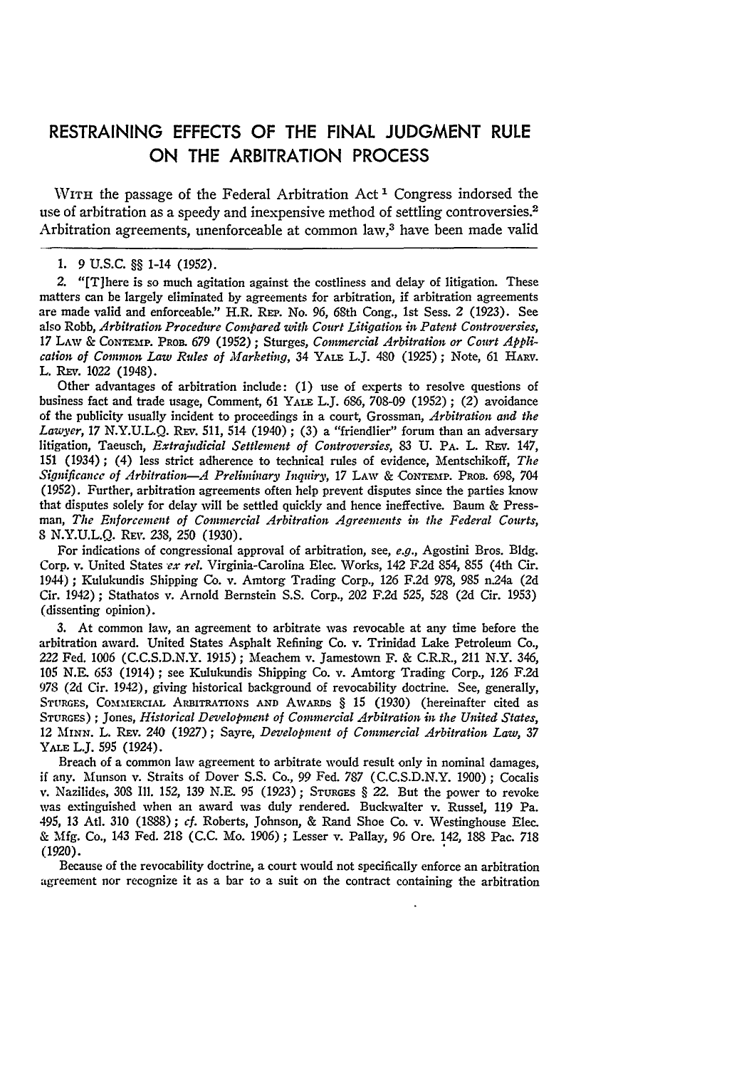# RESTRAINING EFFECTS OF THE FINAL JUDGMENT RULE ON THE ARBITRATION PROCESS

WITH the passage of the Federal Arbitration Act [1] Congress indorsed the use of arbitration as a speedy and inexpensive method of settling controversies.[2] Arbitration agreements, unenforceable at common law,[3] have been made valid

---

1. 9 U.S.C. §§ 1-14 (1952).

2. "[T]here is so much agitation against the costliness and delay of litigation. These matters can be largely eliminated by agreements for arbitration, if arbitration agreements are made valid and enforceable." H.R. REP. No. 96, 68th Cong., 1st Sess. 2 (1923). See also Robb, *Arbitration Procedure Compared with Court Litigation in Patent Controversies*, 17 LAW & CONTEMP. PROB. 679 (1952); Sturges, *Commercial Arbitration or Court Application of Common Law Rules of Marketing*, 34 YALE L.J. 480 (1925); Note, 61 HARV. L. REV. 1022 (1948).

Other advantages of arbitration include: (1) use of experts to resolve questions of business fact and trade usage, Comment, 61 YALE L.J. 686, 708-09 (1952); (2) avoidance of the publicity usually incident to proceedings in a court, Grossman, *Arbitration and the Lawyer*, 17 N.Y.U.L.Q. REV. 511, 514 (1940); (3) a "friendlier" forum than an adversary litigation, Taeusch, *Extrajudicial Settlement of Controversies*, 83 U. PA. L. REV. 147, 151 (1934); (4) less strict adherence to technical rules of evidence, Mentschikoff, *The Significance of Arbitration—A Preliminary Inquiry*, 17 LAW & CONTEMP. PROB. 698, 704 (1952). Further, arbitration agreements often help prevent disputes since the parties know that disputes solely for delay will be settled quickly and hence ineffective. Baum & Pressman, *The Enforcement of Commercial Arbitration Agreements in the Federal Courts*, 8 N.Y.U.L.Q. REV. 238, 250 (1930).

For indications of congressional approval of arbitration, see, *e.g.*, Agostini Bros. Bldg. Corp. v. United States *ex rel.* Virginia-Carolina Elec. Works, 142 F.2d 854, 855 (4th Cir. 1944); Kulukundis Shipping Co. v. Amtorg Trading Corp., 126 F.2d 978, 985 n.24a (2d Cir. 1942); Stathatos v. Arnold Bernstein S.S. Corp., 202 F.2d 525, 528 (2d Cir. 1953) (dissenting opinion).

3. At common law, an agreement to arbitrate was revocable at any time before the arbitration award. United States Asphalt Refining Co. v. Trinidad Lake Petroleum Co., 222 Fed. 1006 (C.C.S.D.N.Y. 1915); Meachem v. Jamestown F. & C.R.R., 211 N.Y. 346, 105 N.E. 653 (1914); see Kulukundis Shipping Co. v. Amtorg Trading Corp., 126 F.2d 978 (2d Cir. 1942), giving historical background of revocability doctrine. See, generally, STURGES, COMMERCIAL ARBITRATIONS AND AWARDS § 15 (1930) (hereinafter cited as STURGES); Jones, *Historical Development of Commercial Arbitration in the United States*, 12 MINN. L. REV. 240 (1927); Sayre, *Development of Commercial Arbitration Law*, 37 YALE L.J. 595 (1924).

Breach of a common law agreement to arbitrate would result only in nominal damages, if any. Munson v. Straits of Dover S.S. Co., 99 Fed. 787 (C.C.S.D.N.Y. 1900); Cocalis v. Nazilides, 308 Ill. 152, 139 N.E. 95 (1923); STURGES § 22. But the power to revoke was extinguished when an award was duly rendered. Buckwalter v. Russel, 119 Pa. 495, 13 Atl. 310 (1888); *cf.* Roberts, Johnson, & Rand Shoe Co. v. Westinghouse Elec. & Mfg. Co., 143 Fed. 218 (C.C. Mo. 1906); Lesser v. Pallay, 96 Ore. 142, 188 Pac. 718 (1920).

Because of the revocability doctrine, a court would not specifically enforce an arbitration agreement nor recognize it as a bar to a suit on the contract containing the arbitration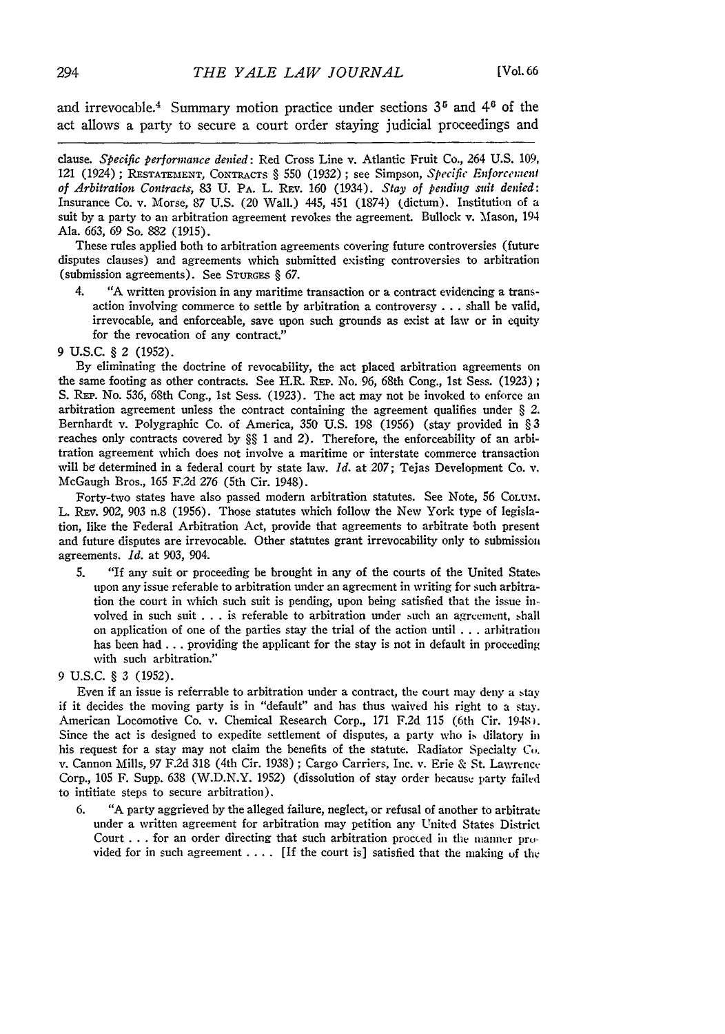and irrevocable.[4] Summary motion practice under sections 3[5] and 4[6] of the act allows a party to secure a court order staying judicial proceedings and

---

clause. *Specific performance denied*: Red Cross Line v. Atlantic Fruit Co., 264 U.S. 109, 121 (1924); RESTATEMENT, CONTRACTS § 550 (1932); see Simpson, *Specific Enforcement of Arbitration Contracts*, 83 U. PA. L. REV. 160 (1934). *Stay of pending suit denied*: Insurance Co. v. Morse, 87 U.S. (20 Wall.) 445, 451 (1874) (dictum). Institution of a suit by a party to an arbitration agreement revokes the agreement. Bullock v. Mason, 194 Ala. 663, 69 So. 882 (1915).

These rules applied both to arbitration agreements covering future controversies (future disputes clauses) and agreements which submitted existing controversies to arbitration (submission agreements). See STURGES § 67.

4. "A written provision in any maritime transaction or a contract evidencing a transaction involving commerce to settle by arbitration a controversy . . . shall be valid, irrevocable, and enforceable, save upon such grounds as exist at law or in equity for the revocation of any contract."

9 U.S.C. § 2 (1952).

By eliminating the doctrine of revocability, the act placed arbitration agreements on the same footing as other contracts. See H.R. REP. No. 96, 68th Cong., 1st Sess. (1923); S. REP. No. 536, 68th Cong., 1st Sess. (1923). The act may not be invoked to enforce an arbitration agreement unless the contract containing the agreement qualifies under § 2. Bernhardt v. Polygraphic Co. of America, 350 U.S. 198 (1956) (stay provided in § 3 reaches only contracts covered by §§ 1 and 2). Therefore, the enforceability of an arbitration agreement which does not involve a maritime or interstate commerce transaction will be determined in a federal court by state law. *Id.* at 207; Tejas Development Co. v. McGaugh Bros., 165 F.2d 276 (5th Cir. 1948).

Forty-two states have also passed modern arbitration statutes. See Note, 56 COLUM. L. REV. 902, 903 n.8 (1956). Those statutes which follow the New York type of legislation, like the Federal Arbitration Act, provide that agreements to arbitrate both present and future disputes are irrevocable. Other statutes grant irrevocability only to submission agreements. *Id.* at 903, 904.

5. "If any suit or proceeding be brought in any of the courts of the United States upon any issue referable to arbitration under an agreement in writing for such arbitration the court in which such suit is pending, upon being satisfied that the issue involved in such suit . . . is referable to arbitration under such an agreement, shall on application of one of the parties stay the trial of the action until . . . arbitration has been had . . . providing the applicant for the stay is not in default in proceeding with such arbitration."

9 U.S.C. § 3 (1952).

Even if an issue is referrable to arbitration under a contract, the court may deny a stay if it decides the moving party is in "default" and has thus waived his right to a stay. American Locomotive Co. v. Chemical Research Corp., 171 F.2d 115 (6th Cir. 1948). Since the act is designed to expedite settlement of disputes, a party who is dilatory in his request for a stay may not claim the benefits of the statute. Radiator Specialty Co. v. Cannon Mills, 97 F.2d 318 (4th Cir. 1938); Cargo Carriers, Inc. v. Erie & St. Lawrence Corp., 105 F. Supp. 638 (W.D.N.Y. 1952) (dissolution of stay order because party failed to intitiate steps to secure arbitration).

6. "A party aggrieved by the alleged failure, neglect, or refusal of another to arbitrate under a written agreement for arbitration may petition any United States District Court . . . for an order directing that such arbitration proceed in the manner provided for in such agreement . . . . [If the court is] satisfied that the making of the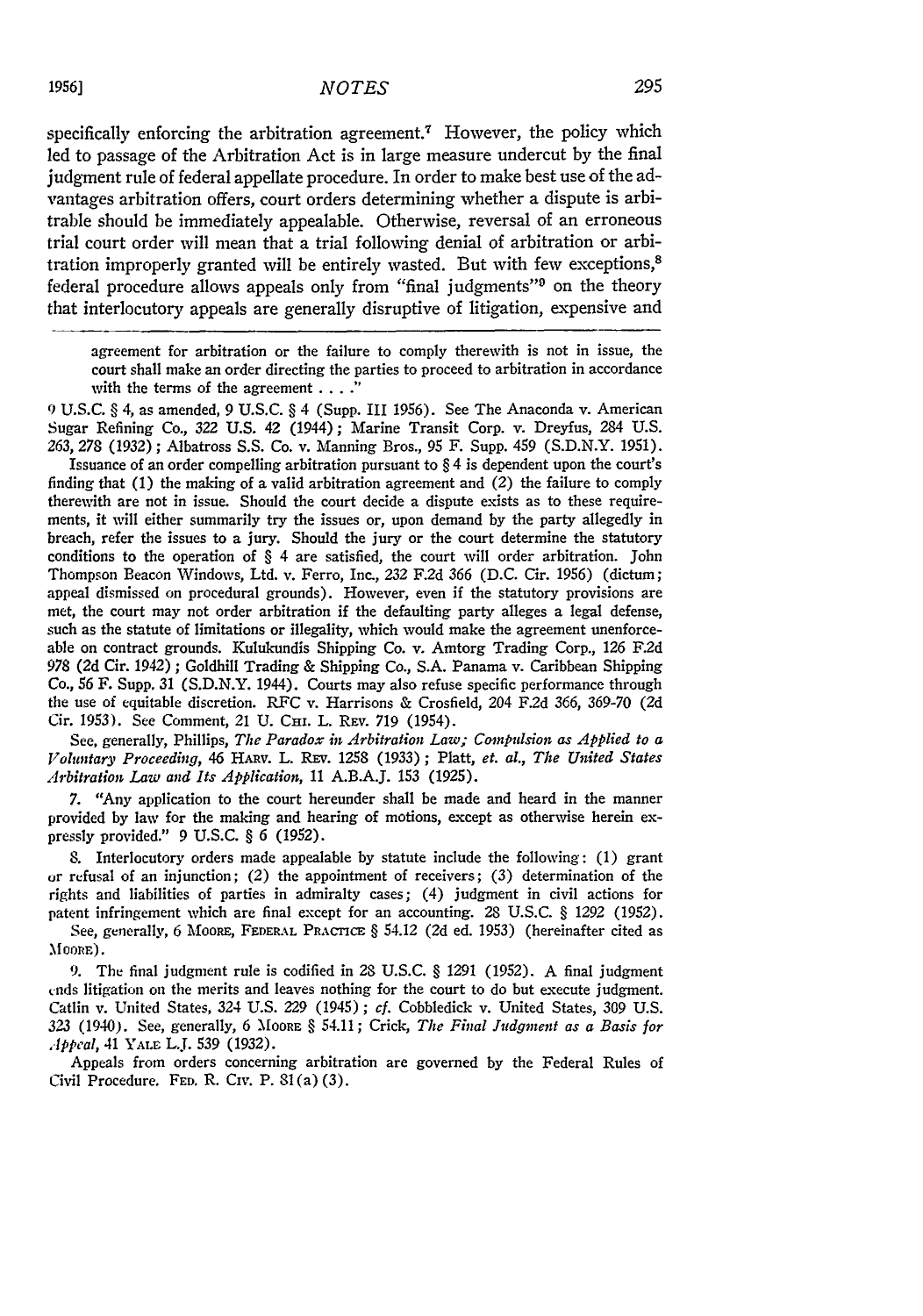specifically enforcing the arbitration agreement.[7] However, the policy which led to passage of the Arbitration Act is in large measure undercut by the final judgment rule of federal appellate procedure. In order to make best use of the advantages arbitration offers, court orders determining whether a dispute is arbitrable should be immediately appealable. Otherwise, reversal of an erroneous trial court order will mean that a trial following denial of arbitration or arbitration improperly granted will be entirely wasted. But with few exceptions,[8] federal procedure allows appeals only from "final judgments"[9] on the theory that interlocutory appeals are generally disruptive of litigation, expensive and

---

agreement for arbitration or the failure to comply therewith is not in issue, the court shall make an order directing the parties to proceed to arbitration in accordance with the terms of the agreement . . . ."

9 U.S.C. § 4, as amended, 9 U.S.C. § 4 (Supp. III 1956). See The Anaconda v. American Sugar Refining Co., 322 U.S. 42 (1944); Marine Transit Corp. v. Dreyfus, 284 U.S. 263, 278 (1932); Albatross S.S. Co. v. Manning Bros., 95 F. Supp. 459 (S.D.N.Y. 1951).

Issuance of an order compelling arbitration pursuant to § 4 is dependent upon the court's finding that (1) the making of a valid arbitration agreement and (2) the failure to comply therewith are not in issue. Should the court decide a dispute exists as to these requirements, it will either summarily try the issues or, upon demand by the party allegedly in breach, refer the issues to a jury. Should the jury or the court determine the statutory conditions to the operation of § 4 are satisfied, the court will order arbitration. John Thompson Beacon Windows, Ltd. v. Ferro, Inc., 232 F.2d 366 (D.C. Cir. 1956) (dictum; appeal dismissed on procedural grounds). However, even if the statutory provisions are met, the court may not order arbitration if the defaulting party alleges a legal defense, such as the statute of limitations or illegality, which would make the agreement unenforceable on contract grounds. Kulukundis Shipping Co. v. Amtorg Trading Corp., 126 F.2d 978 (2d Cir. 1942); Goldhill Trading & Shipping Co., S.A. Panama v. Caribbean Shipping Co., 56 F. Supp. 31 (S.D.N.Y. 1944). Courts may also refuse specific performance through the use of equitable discretion. RFC v. Harrisons & Crosfield, 204 F.2d 366, 369-70 (2d Cir. 1953). See Comment, 21 U. Chi. L. Rev. 719 (1954).

See, generally, Phillips, *The Paradox in Arbitration Law; Compulsion as Applied to a Voluntary Proceeding*, 46 Harv. L. Rev. 1258 (1933); Platt, *et. al., The United States Arbitration Law and Its Application*, 11 A.B.A.J. 153 (1925).

7. "Any application to the court hereunder shall be made and heard in the manner provided by law for the making and hearing of motions, except as otherwise herein expressly provided." 9 U.S.C. § 6 (1952).

8. Interlocutory orders made appealable by statute include the following: (1) grant or refusal of an injunction; (2) the appointment of receivers; (3) determination of the rights and liabilities of parties in admiralty cases; (4) judgment in civil actions for patent infringement which are final except for an accounting. 28 U.S.C. § 1292 (1952).

See, generally, 6 Moore, Federal Practice § 54.12 (2d ed. 1953) (hereinafter cited as Moore).

9. The final judgment rule is codified in 28 U.S.C. § 1291 (1952). A final judgment ends litigation on the merits and leaves nothing for the court to do but execute judgment. Catlin v. United States, 324 U.S. 229 (1945); *cf.* Cobbledick v. United States, 309 U.S. 323 (1940). See, generally, 6 Moore § 54.11; Crick, *The Final Judgment as a Basis for Appeal*, 41 Yale L.J. 539 (1932).

Appeals from orders concerning arbitration are governed by the Federal Rules of Civil Procedure. Fed. R. Civ. P. 81(a)(3).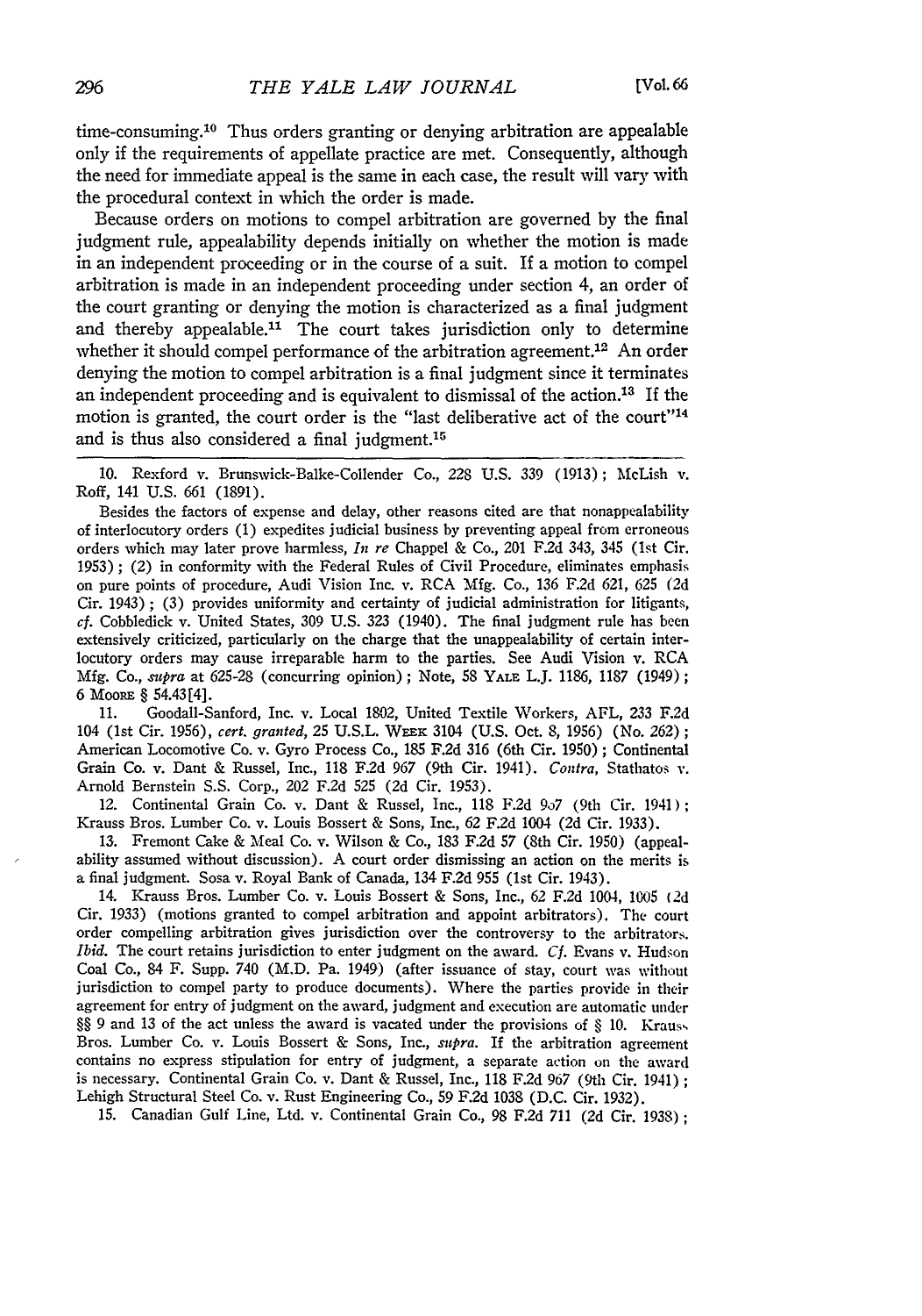time-consuming.[10] Thus orders granting or denying arbitration are appealable only if the requirements of appellate practice are met. Consequently, although the need for immediate appeal is the same in each case, the result will vary with the procedural context in which the order is made.

Because orders on motions to compel arbitration are governed by the final judgment rule, appealability depends initially on whether the motion is made in an independent proceeding or in the course of a suit. If a motion to compel arbitration is made in an independent proceeding under section 4, an order of the court granting or denying the motion is characterized as a final judgment and thereby appealable.[11] The court takes jurisdiction only to determine whether it should compel performance of the arbitration agreement.[12] An order denying the motion to compel arbitration is a final judgment since it terminates an independent proceeding and is equivalent to dismissal of the action.[13] If the motion is granted, the court order is the "last deliberative act of the court"[14] and is thus also considered a final judgment.[15]

---

10. Rexford v. Brunswick-Balke-Collender Co., 228 U.S. 339 (1913); McLish v. Roff, 141 U.S. 661 (1891).

Besides the factors of expense and delay, other reasons cited are that nonappealability of interlocutory orders (1) expedites judicial business by preventing appeal from erroneous orders which may later prove harmless, *In re* Chappel & Co., 201 F.2d 343, 345 (1st Cir. 1953); (2) in conformity with the Federal Rules of Civil Procedure, eliminates emphasis on pure points of procedure, Audi Vision Inc. v. RCA Mfg. Co., 136 F.2d 621, 625 (2d Cir. 1943); (3) provides uniformity and certainty of judicial administration for litigants, *cf.* Cobbledick v. United States, 309 U.S. 323 (1940). The final judgment rule has been extensively criticized, particularly on the charge that the unappealability of certain interlocutory orders may cause irreparable harm to the parties. See Audi Vision v. RCA Mfg. Co., *supra* at 625-28 (concurring opinion); Note, 58 YALE L.J. 1186, 1187 (1949); 6 MOORE § 54.43[4].

11. Goodall-Sanford, Inc. v. Local 1802, United Textile Workers, AFL, 233 F.2d 104 (1st Cir. 1956), *cert. granted*, 25 U.S.L. WEEK 3104 (U.S. Oct. 8, 1956) (No. 262); American Locomotive Co. v. Gyro Process Co., 185 F.2d 316 (6th Cir. 1950); Continental Grain Co. v. Dant & Russel, Inc., 118 F.2d 967 (9th Cir. 1941). *Contra*, Stathatos v. Arnold Bernstein S.S. Corp., 202 F.2d 525 (2d Cir. 1953).

12. Continental Grain Co. v. Dant & Russel, Inc., 118 F.2d 967 (9th Cir. 1941); Krauss Bros. Lumber Co. v. Louis Bossert & Sons, Inc., 62 F.2d 1004 (2d Cir. 1933).

13. Fremont Cake & Meal Co. v. Wilson & Co., 183 F.2d 57 (8th Cir. 1950) (appealability assumed without discussion). A court order dismissing an action on the merits is a final judgment. Sosa v. Royal Bank of Canada, 134 F.2d 955 (1st Cir. 1943).

14. Krauss Bros. Lumber Co. v. Louis Bossert & Sons, Inc., 62 F.2d 1004, 1005 (2d Cir. 1933) (motions granted to compel arbitration and appoint arbitrators). The court order compelling arbitration gives jurisdiction over the controversy to the arbitrators. *Ibid.* The court retains jurisdiction to enter judgment on the award. *Cf.* Evans v. Hudson Coal Co., 84 F. Supp. 740 (M.D. Pa. 1949) (after issuance of stay, court was without jurisdiction to compel party to produce documents). Where the parties provide in their agreement for entry of judgment on the award, judgment and execution are automatic under §§ 9 and 13 of the act unless the award is vacated under the provisions of § 10. Krauss Bros. Lumber Co. v. Louis Bossert & Sons, Inc., *supra*. If the arbitration agreement contains no express stipulation for entry of judgment, a separate action on the award is necessary. Continental Grain Co. v. Dant & Russel, Inc., 118 F.2d 967 (9th Cir. 1941); Lehigh Structural Steel Co. v. Rust Engineering Co., 59 F.2d 1038 (D.C. Cir. 1932).

15. Canadian Gulf Line, Ltd. v. Continental Grain Co., 98 F.2d 711 (2d Cir. 1938);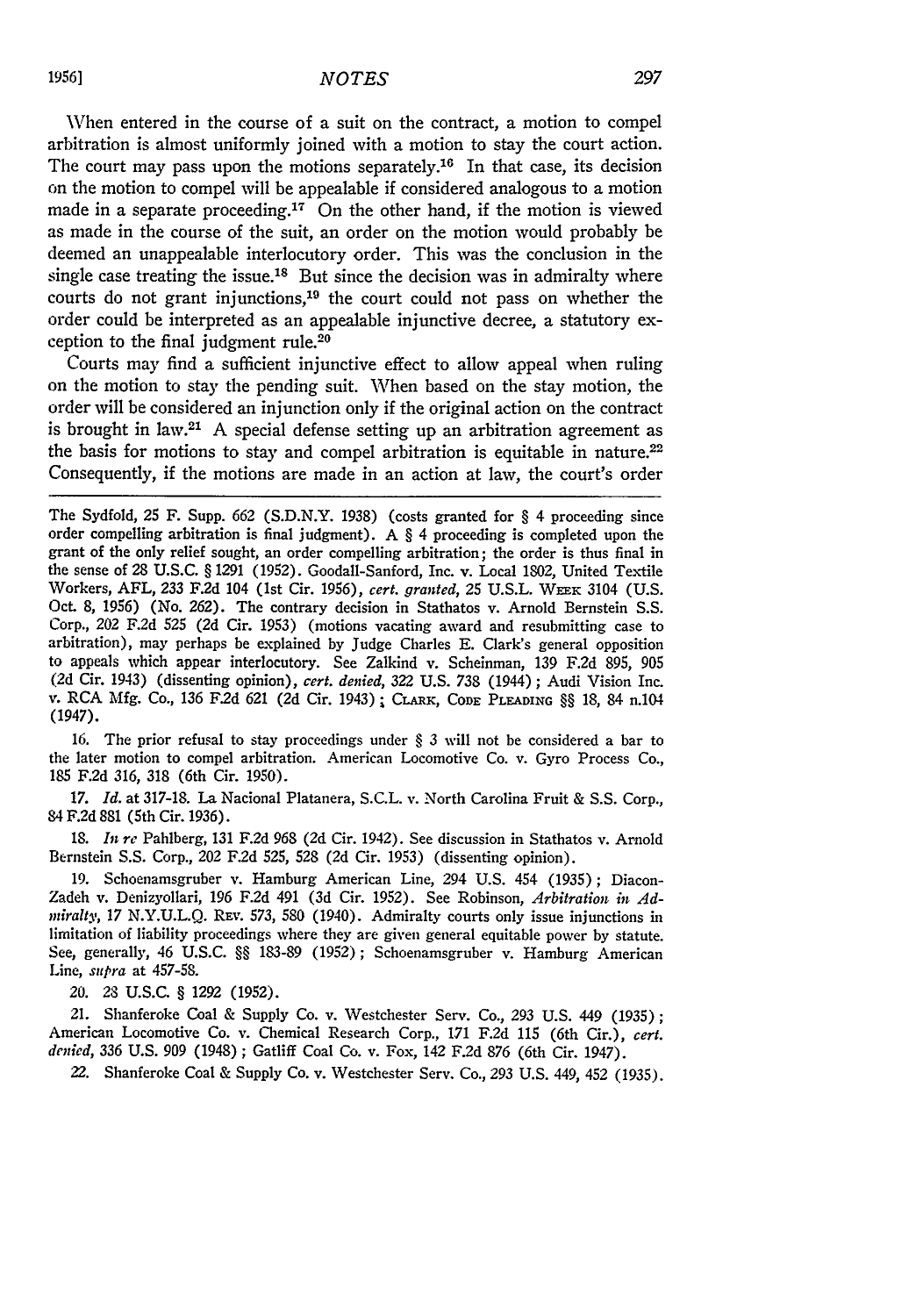When entered in the course of a suit on the contract, a motion to compel arbitration is almost uniformly joined with a motion to stay the court action. The court may pass upon the motions separately.[16] In that case, its decision on the motion to compel will be appealable if considered analogous to a motion made in a separate proceeding.[17] On the other hand, if the motion is viewed as made in the course of the suit, an order on the motion would probably be deemed an unappealable interlocutory order. This was the conclusion in the single case treating the issue.[18] But since the decision was in admiralty where courts do not grant injunctions,[19] the court could not pass on whether the order could be interpreted as an appealable injunctive decree, a statutory exception to the final judgment rule.[20]

Courts may find a sufficient injunctive effect to allow appeal when ruling on the motion to stay the pending suit. When based on the stay motion, the order will be considered an injunction only if the original action on the contract is brought in law.[21] A special defense setting up an arbitration agreement as the basis for motions to stay and compel arbitration is equitable in nature.[22] Consequently, if the motions are made in an action at law, the court's order

---

The Sydfold, 25 F. Supp. 662 (S.D.N.Y. 1938) (costs granted for § 4 proceeding since order compelling arbitration is final judgment). A § 4 proceeding is completed upon the grant of the only relief sought, an order compelling arbitration; the order is thus final in the sense of 28 U.S.C. § 1291 (1952). Goodall-Sanford, Inc. v. Local 1802, United Textile Workers, AFL, 233 F.2d 104 (1st Cir. 1956), *cert. granted*, 25 U.S.L. WEEK 3104 (U.S. Oct. 8, 1956) (No. 262). The contrary decision in Stathatos v. Arnold Bernstein S.S. Corp., 202 F.2d 525 (2d Cir. 1953) (motions vacating award and resubmitting case to arbitration), may perhaps be explained by Judge Charles E. Clark's general opposition to appeals which appear interlocutory. See Zalkind v. Scheinman, 139 F.2d 895, 905 (2d Cir. 1943) (dissenting opinion), *cert. denied*, 322 U.S. 738 (1944); Audi Vision Inc. v. RCA Mfg. Co., 136 F.2d 621 (2d Cir. 1943); CLARK, CODE PLEADING §§ 18, 84 n.104 (1947).

16. The prior refusal to stay proceedings under § 3 will not be considered a bar to the later motion to compel arbitration. American Locomotive Co. v. Gyro Process Co., 185 F.2d 316, 318 (6th Cir. 1950).

17. *Id.* at 317-18. La Nacional Platanera, S.C.L. v. North Carolina Fruit & S.S. Corp., 84 F.2d 881 (5th Cir. 1936).

18. *In re* Pahlberg, 131 F.2d 968 (2d Cir. 1942). See discussion in Stathatos v. Arnold Bernstein S.S. Corp., 202 F.2d 525, 528 (2d Cir. 1953) (dissenting opinion).

19. Schoenamsgruber v. Hamburg American Line, 294 U.S. 454 (1935); Diacon-Zadeh v. Denizyollari, 196 F.2d 491 (3d Cir. 1952). See Robinson, *Arbitration in Admiralty*, 17 N.Y.U.L.Q. REV. 573, 580 (1940). Admiralty courts only issue injunctions in limitation of liability proceedings where they are given general equitable power by statute. See, generally, 46 U.S.C. §§ 183-89 (1952); Schoenamsgruber v. Hamburg American Line, *supra* at 457-58.

20. 28 U.S.C. § 1292 (1952).

21. Shanferoke Coal & Supply Co. v. Westchester Serv. Co., 293 U.S. 449 (1935); American Locomotive Co. v. Chemical Research Corp., 171 F.2d 115 (6th Cir.), *cert. denied*, 336 U.S. 909 (1948); Gatliff Coal Co. v. Fox, 142 F.2d 876 (6th Cir. 1947).

22. Shanferoke Coal & Supply Co. v. Westchester Serv. Co., 293 U.S. 449, 452 (1935).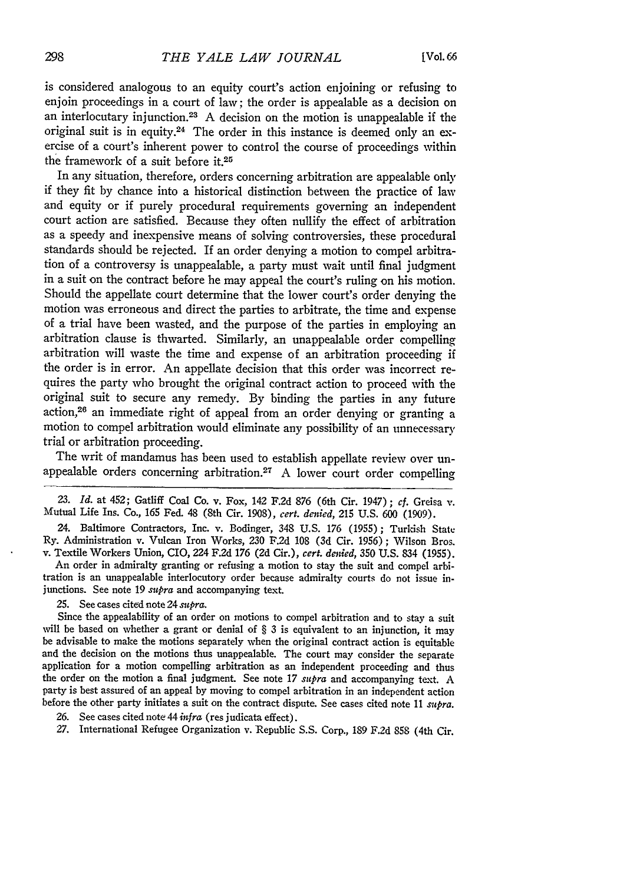is considered analogous to an equity court's action enjoining or refusing to enjoin proceedings in a court of law; the order is appealable as a decision on an interlocutory injunction.[23] A decision on the motion is unappealable if the original suit is in equity.[24] The order in this instance is deemed only an exercise of a court's inherent power to control the course of proceedings within the framework of a suit before it.[25]

In any situation, therefore, orders concerning arbitration are appealable only if they fit by chance into a historical distinction between the practice of law and equity or if purely procedural requirements governing an independent court action are satisfied. Because they often nullify the effect of arbitration as a speedy and inexpensive means of solving controversies, these procedural standards should be rejected. If an order denying a motion to compel arbitration of a controversy is unappealable, a party must wait until final judgment in a suit on the contract before he may appeal the court's ruling on his motion. Should the appellate court determine that the lower court's order denying the motion was erroneous and direct the parties to arbitrate, the time and expense of a trial have been wasted, and the purpose of the parties in employing an arbitration clause is thwarted. Similarly, an unappealable order compelling arbitration will waste the time and expense of an arbitration proceeding if the order is in error. An appellate decision that this order was incorrect requires the party who brought the original contract action to proceed with the original suit to secure any remedy. By binding the parties in any future action,[26] an immediate right of appeal from an order denying or granting a motion to compel arbitration would eliminate any possibility of an unnecessary trial or arbitration proceeding.

The writ of mandamus has been used to establish appellate review over unappealable orders concerning arbitration.[27] A lower court order compelling

---

23. *Id.* at 452; Gatliff Coal Co. v. Fox, 142 F.2d 876 (6th Cir. 1947); *cf.* Greisa v. Mutual Life Ins. Co., 165 Fed. 48 (8th Cir. 1908), *cert. denied*, 215 U.S. 600 (1909).

24. Baltimore Contractors, Inc. v. Bodinger, 348 U.S. 176 (1955); Turkish State Ry. Administration v. Vulcan Iron Works, 230 F.2d 108 (3d Cir. 1956); Wilson Bros. v. Textile Workers Union, CIO, 224 F.2d 176 (2d Cir.), *cert. denied*, 350 U.S. 834 (1955).

An order in admiralty granting or refusing a motion to stay the suit and compel arbitration is an unappealable interlocutory order because admiralty courts do not issue injunctions. See note 19 *supra* and accompanying text.

25. See cases cited note 24 *supra*.

Since the appealability of an order on motions to compel arbitration and to stay a suit will be based on whether a grant or denial of § 3 is equivalent to an injunction, it may be advisable to make the motions separately when the original contract action is equitable and the decision on the motions thus unappealable. The court may consider the separate application for a motion compelling arbitration as an independent proceeding and thus the order on the motion a final judgment. See note 17 *supra* and accompanying text. A party is best assured of an appeal by moving to compel arbitration in an independent action before the other party initiates a suit on the contract dispute. See cases cited note 11 *supra*.

26. See cases cited note 44 *infra* (res judicata effect).

27. International Refugee Organization v. Republic S.S. Corp., 189 F.2d 858 (4th Cir.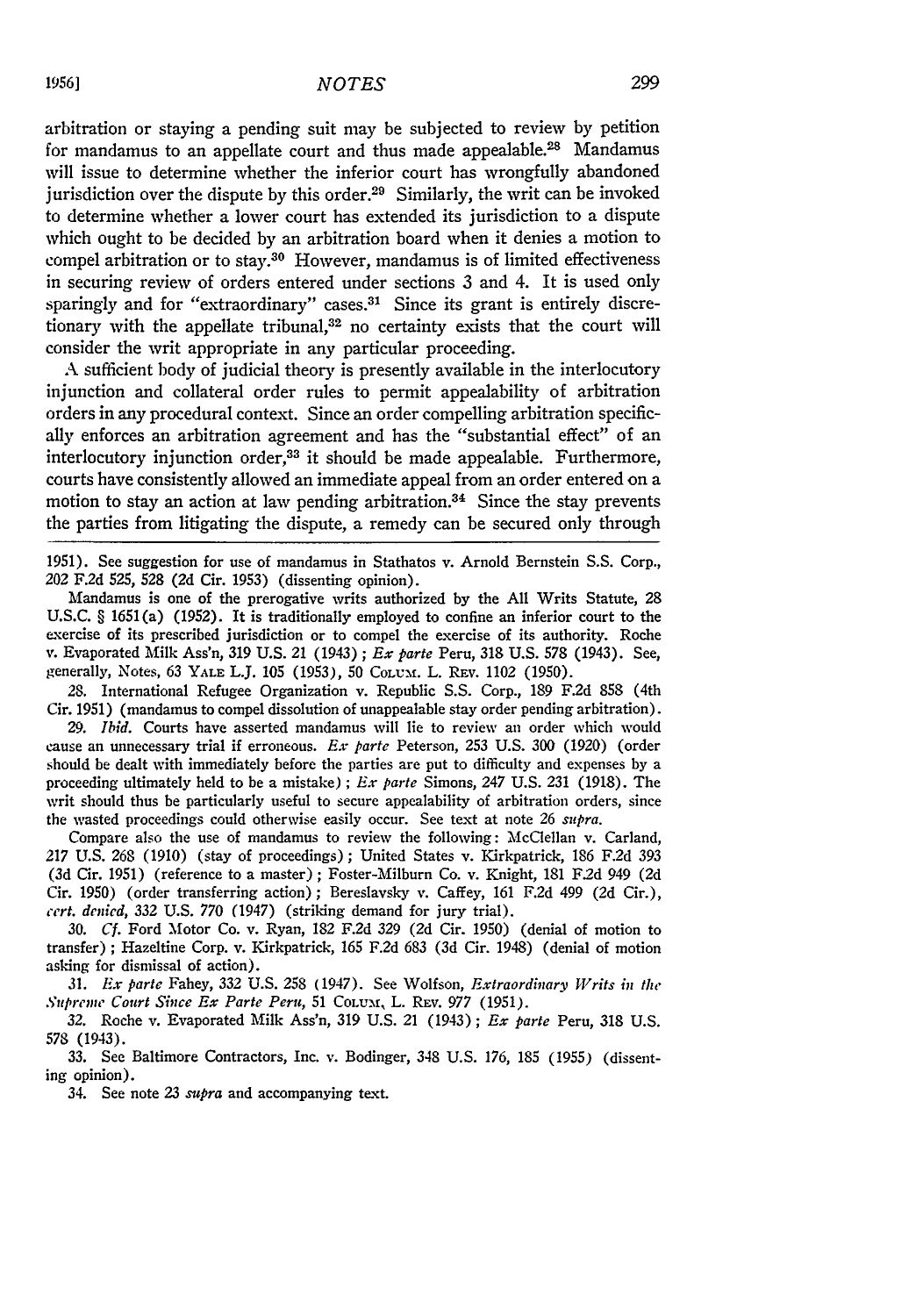arbitration or staying a pending suit may be subjected to review by petition for mandamus to an appellate court and thus made appealable.[28] Mandamus will issue to determine whether the inferior court has wrongfully abandoned jurisdiction over the dispute by this order.[29] Similarly, the writ can be invoked to determine whether a lower court has extended its jurisdiction to a dispute which ought to be decided by an arbitration board when it denies a motion to compel arbitration or to stay.[30] However, mandamus is of limited effectiveness in securing review of orders entered under sections 3 and 4. It is used only sparingly and for "extraordinary" cases.[31] Since its grant is entirely discretionary with the appellate tribunal,[32] no certainty exists that the court will consider the writ appropriate in any particular proceeding.

A sufficient body of judicial theory is presently available in the interlocutory injunction and collateral order rules to permit appealability of arbitration orders in any procedural context. Since an order compelling arbitration specifically enforces an arbitration agreement and has the "substantial effect" of an interlocutory injunction order,[33] it should be made appealable. Furthermore, courts have consistently allowed an immediate appeal from an order entered on a motion to stay an action at law pending arbitration.[34] Since the stay prevents the parties from litigating the dispute, a remedy can be secured only through

---

1951). See suggestion for use of mandamus in Stathatos v. Arnold Bernstein S.S. Corp., 202 F.2d 525, 528 (2d Cir. 1953) (dissenting opinion).

Mandamus is one of the prerogative writs authorized by the All Writs Statute, 28 U.S.C. § 1651(a) (1952). It is traditionally employed to confine an inferior court to the exercise of its prescribed jurisdiction or to compel the exercise of its authority. Roche v. Evaporated Milk Ass'n, 319 U.S. 21 (1943); *Ex parte* Peru, 318 U.S. 578 (1943). See, generally, Notes, 63 YALE L.J. 105 (1953), 50 COLUM. L. REV. 1102 (1950).

28. International Refugee Organization v. Republic S.S. Corp., 189 F.2d 858 (4th Cir. 1951) (mandamus to compel dissolution of unappealable stay order pending arbitration).

29. *Ibid.* Courts have asserted mandamus will lie to review an order which would cause an unnecessary trial if erroneous. *Ex parte* Peterson, 253 U.S. 300 (1920) (order should be dealt with immediately before the parties are put to difficulty and expenses by a proceeding ultimately held to be a mistake); *Ex parte* Simons, 247 U.S. 231 (1918). The writ should thus be particularly useful to secure appealability of arbitration orders, since the wasted proceedings could otherwise easily occur. See text at note 26 *supra*.

Compare also the use of mandamus to review the following: McClellan v. Carland, 217 U.S. 268 (1910) (stay of proceedings); United States v. Kirkpatrick, 186 F.2d 393 (3d Cir. 1951) (reference to a master); Foster-Milburn Co. v. Knight, 181 F.2d 949 (2d Cir. 1950) (order transferring action); Bereslavsky v. Caffey, 161 F.2d 499 (2d Cir.), *cert. denied*, 332 U.S. 770 (1947) (striking demand for jury trial).

30. *Cf.* Ford Motor Co. v. Ryan, 182 F.2d 329 (2d Cir. 1950) (denial of motion to transfer); Hazeltine Corp. v. Kirkpatrick, 165 F.2d 683 (3d Cir. 1948) (denial of motion asking for dismissal of action).

31. *Ex parte* Fahey, 332 U.S. 258 (1947). See Wolfson, *Extraordinary Writs in the Supreme Court Since Ex Parte Peru*, 51 COLUM. L. REV. 977 (1951).

32. Roche v. Evaporated Milk Ass'n, 319 U.S. 21 (1943); *Ex parte* Peru, 318 U.S. 578 (1943).

33. See Baltimore Contractors, Inc. v. Bodinger, 348 U.S. 176, 185 (1955) (dissenting opinion).

34. See note 23 *supra* and accompanying text.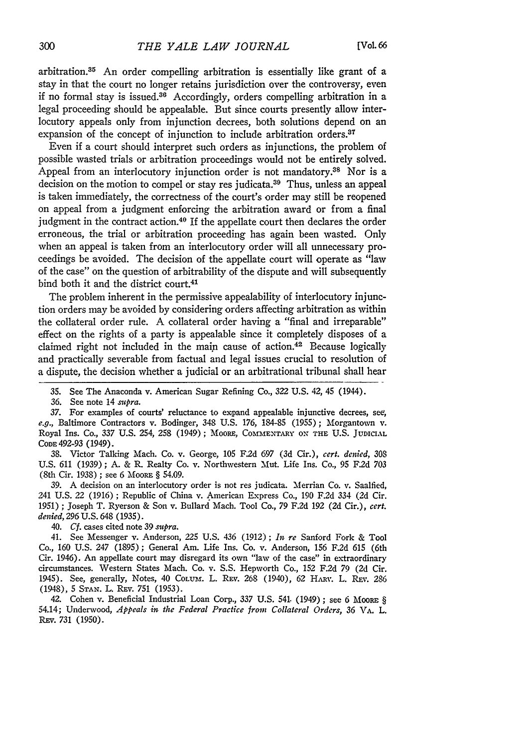arbitration.[35] An order compelling arbitration is essentially like grant of a stay in that the court no longer retains jurisdiction over the controversy, even if no formal stay is issued.[36] Accordingly, orders compelling arbitration in a legal proceeding should be appealable. But since courts presently allow interlocutory appeals only from injunction decrees, both solutions depend on an expansion of the concept of injunction to include arbitration orders.[37]

Even if a court should interpret such orders as injunctions, the problem of possible wasted trials or arbitration proceedings would not be entirely solved. Appeal from an interlocutory injunction order is not mandatory.[38] Nor is a decision on the motion to compel or stay res judicata.[39] Thus, unless an appeal is taken immediately, the correctness of the court's order may still be reopened on appeal from a judgment enforcing the arbitration award or from a final judgment in the contract action.[40] If the appellate court then declares the order erroneous, the trial or arbitration proceeding has again been wasted. Only when an appeal is taken from an interlocutory order will all unnecessary proceedings be avoided. The decision of the appellate court will operate as "law of the case" on the question of arbitrability of the dispute and will subsequently bind both it and the district court.[41]

The problem inherent in the permissive appealability of interlocutory injunction orders may be avoided by considering orders affecting arbitration as within the collateral order rule. A collateral order having a "final and irreparable" effect on the rights of a party is appealable since it completely disposes of a claimed right not included in the main cause of action.[42] Because logically and practically severable from factual and legal issues crucial to resolution of a dispute, the decision whether a judicial or an arbitrational tribunal shall hear

---

35. See The Anaconda v. American Sugar Refining Co., 322 U.S. 42, 45 (1944).

36. See note 14 *supra*.

37. For examples of courts' reluctance to expand appealable injunctive decrees, see, *e.g.*, Baltimore Contractors v. Bodinger, 348 U.S. 176, 184-85 (1955); Morgantown v. Royal Ins. Co., 337 U.S. 254, 258 (1949); MOORE, COMMENTARY ON THE U.S. JUDICIAL CODE 492-93 (1949).

38. Victor Talking Mach. Co. v. George, 105 F.2d 697 (3d Cir.), *cert. denied*, 308 U.S. 611 (1939); A. & R. Realty Co. v. Northwestern Mut. Life Ins. Co., 95 F.2d 703 (8th Cir. 1938); see 6 MOORE § 54.09.

39. A decision on an interlocutory order is not res judicata. Merrian Co. v. Saalfied, 241 U.S. 22 (1916); Republic of China v. American Express Co., 190 F.2d 334 (2d Cir. 1951); Joseph T. Ryerson & Son v. Bullard Mach. Tool Co., 79 F.2d 192 (2d Cir.), *cert. denied*, 296 U.S. 648 (1935).

40. *Cf.* cases cited note 39 *supra*.

41. See Messenger v. Anderson, 225 U.S. 436 (1912); *In re* Sanford Fork & Tool Co., 160 U.S. 247 (1895); General Am. Life Ins. Co. v. Anderson, 156 F.2d 615 (6th Cir. 1946). An appellate court may disregard its own "law of the case" in extraordinary circumstances. Western States Mach. Co. v. S.S. Hepworth Co., 152 F.2d 79 (2d Cir. 1945). See, generally, Notes, 40 COLUM. L. REV. 268 (1940), 62 HARV. L. REV. 286 (1948), 5 STAN. L. REV. 751 (1953).

42. Cohen v. Beneficial Industrial Loan Corp., 337 U.S. 541 (1949); see 6 MOORE § 54.14; Underwood, *Appeals in the Federal Practice from Collateral Orders*, 36 VA. L. REV. 731 (1950).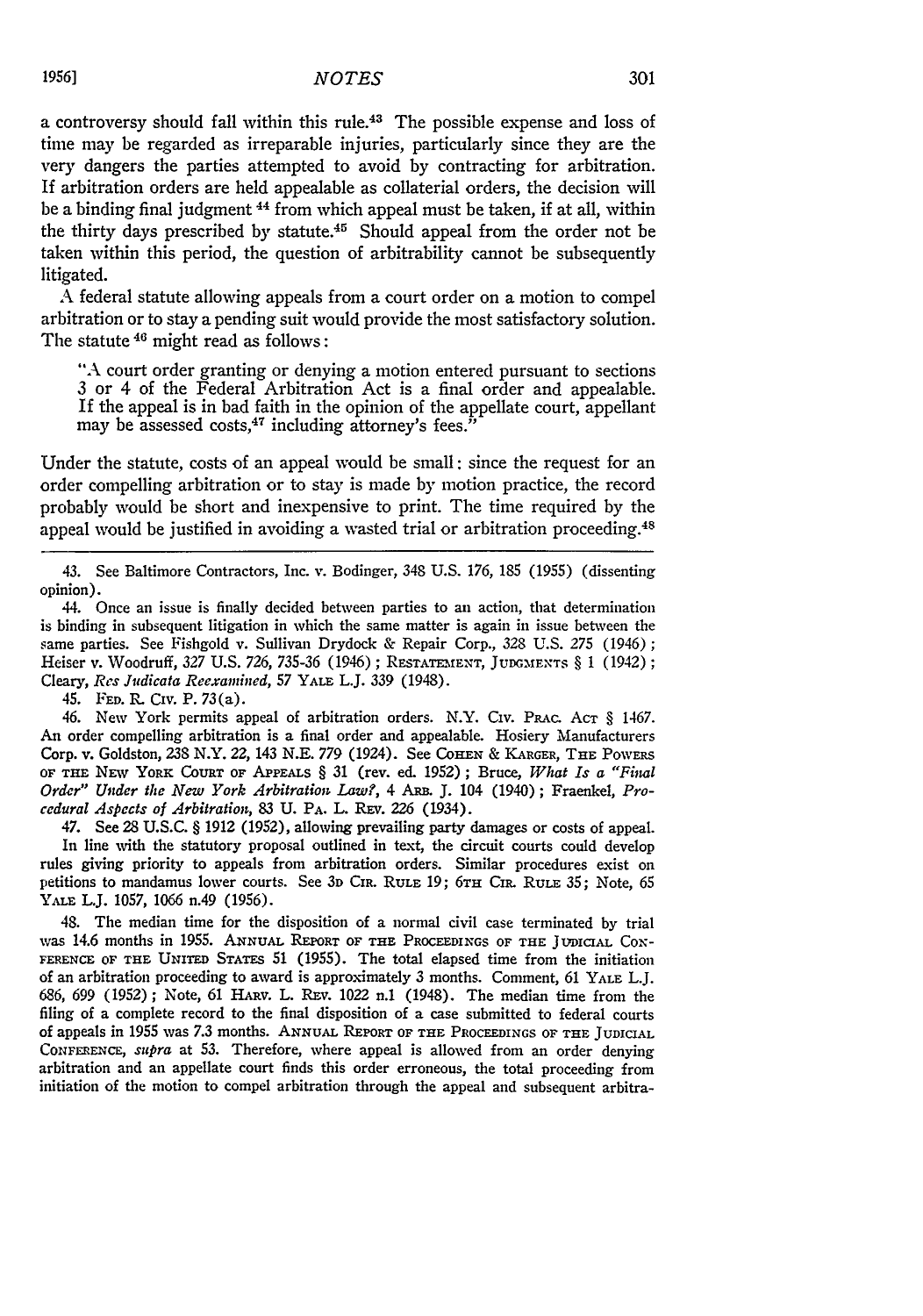a controversy should fall within this rule.[43] The possible expense and loss of time may be regarded as irreparable injuries, particularly since they are the very dangers the parties attempted to avoid by contracting for arbitration. If arbitration orders are held appealable as collateral orders, the decision will be a binding final judgment [44] from which appeal must be taken, if at all, within the thirty days prescribed by statute.[45] Should appeal from the order not be taken within this period, the question of arbitrability cannot be subsequently litigated.

A federal statute allowing appeals from a court order on a motion to compel arbitration or to stay a pending suit would provide the most satisfactory solution. The statute [46] might read as follows:

> "A court order granting or denying a motion entered pursuant to sections 3 or 4 of the Federal Arbitration Act is a final order and appealable. If the appeal is in bad faith in the opinion of the appellate court, appellant may be assessed costs,[47] including attorney's fees."

Under the statute, costs of an appeal would be small: since the request for an order compelling arbitration or to stay is made by motion practice, the record probably would be short and inexpensive to print. The time required by the appeal would be justified in avoiding a wasted trial or arbitration proceeding.[48]

---

43. See Baltimore Contractors, Inc. v. Bodinger, 348 U.S. 176, 185 (1955) (dissenting opinion).

44. Once an issue is finally decided between parties to an action, that determination is binding in subsequent litigation in which the same matter is again in issue between the same parties. See Fishgold v. Sullivan Drydock & Repair Corp., 328 U.S. 275 (1946); Heiser v. Woodruff, 327 U.S. 726, 735-36 (1946); RESTATEMENT, JUDGMENTS § 1 (1942); Cleary, *Res Judicata Reexamined*, 57 YALE L.J. 339 (1948).

45. FED. R. CIV. P. 73(a).

46. New York permits appeal of arbitration orders. N.Y. CIV. PRAC. ACT § 1467. An order compelling arbitration is a final order and appealable. Hosiery Manufacturers Corp. v. Goldston, 238 N.Y. 22, 143 N.E. 779 (1924). See COHEN & KARGER, THE POWERS OF THE NEW YORK COURT OF APPEALS § 31 (rev. ed. 1952); Bruce, *What Is a "Final Order" Under the New York Arbitration Law?*, 4 ARB. J. 104 (1940); Fraenkel, *Procedural Aspects of Arbitration*, 83 U. PA. L. REV. 226 (1934).

47. See 28 U.S.C. § 1912 (1952), allowing prevailing party damages or costs of appeal.

In line with the statutory proposal outlined in text, the circuit courts could develop rules giving priority to appeals from arbitration orders. Similar procedures exist on petitions to mandamus lower courts. See 3D CIR. RULE 19; 6TH CIR. RULE 35; Note, 65 YALE L.J. 1057, 1066 n.49 (1956).

48. The median time for the disposition of a normal civil case terminated by trial was 14.6 months in 1955. ANNUAL REPORT OF THE PROCEEDINGS OF THE JUDICIAL CONFERENCE OF THE UNITED STATES 51 (1955). The total elapsed time from the initiation of an arbitration proceeding to award is approximately 3 months. Comment, 61 YALE L.J. 686, 699 (1952); Note, 61 HARV. L. REV. 1022 n.1 (1948). The median time from the filing of a complete record to the final disposition of a case submitted to federal courts of appeals in 1955 was 7.3 months. ANNUAL REPORT OF THE PROCEEDINGS OF THE JUDICIAL CONFERENCE, *supra* at 53. Therefore, where appeal is allowed from an order denying arbitration and an appellate court finds this order erroneous, the total proceeding from initiation of the motion to compel arbitration through the appeal and subsequent arbitra-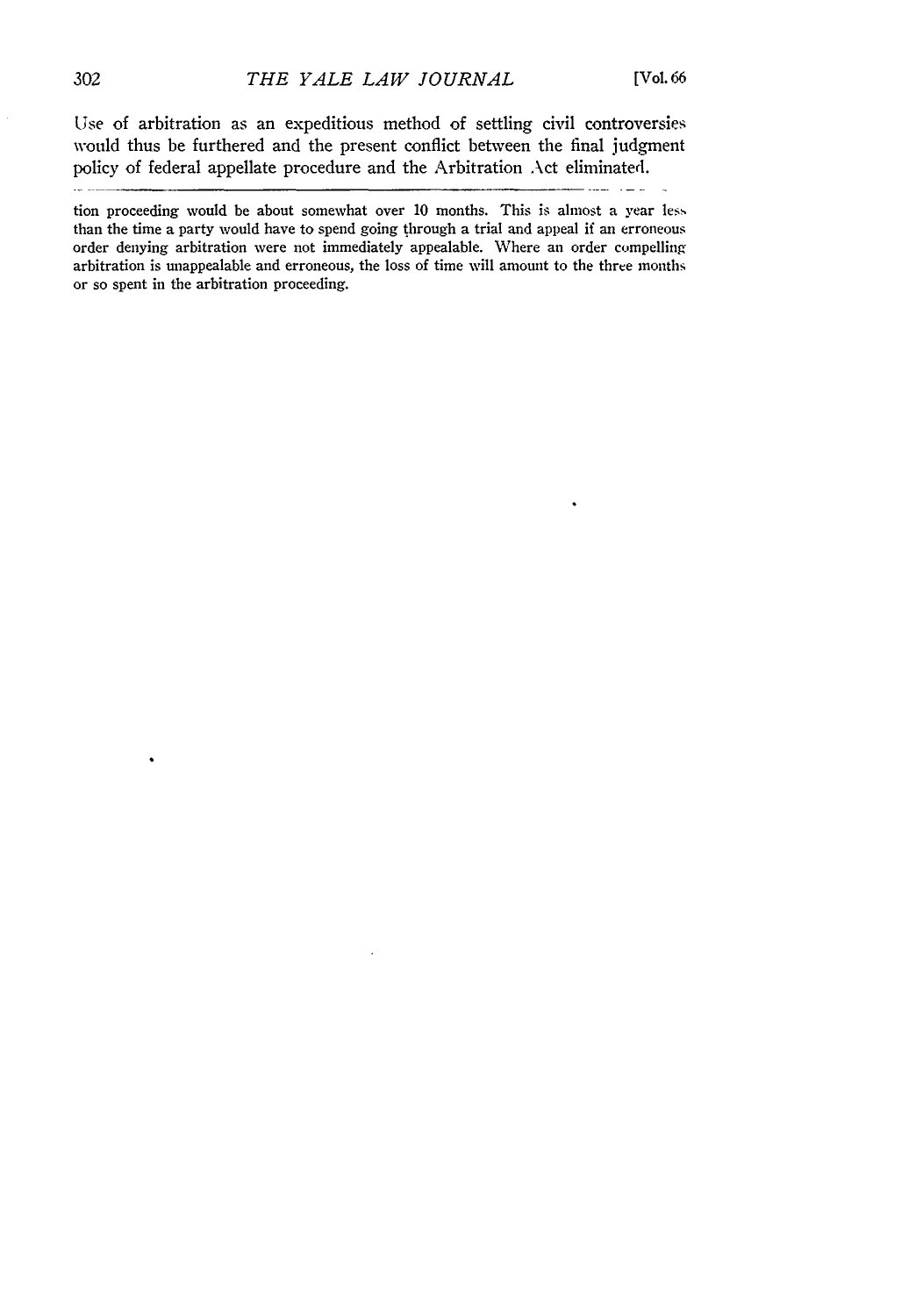Use of arbitration as an expeditious method of settling civil controversies would thus be furthered and the present conflict between the final judgment policy of federal appellate procedure and the Arbitration Act eliminated.

---

tion proceeding would be about somewhat over 10 months. This is almost a year less than the time a party would have to spend going through a trial and appeal if an erroneous order denying arbitration were not immediately appealable. Where an order compelling arbitration is unappealable and erroneous, the loss of time will amount to the three months or so spent in the arbitration proceeding.